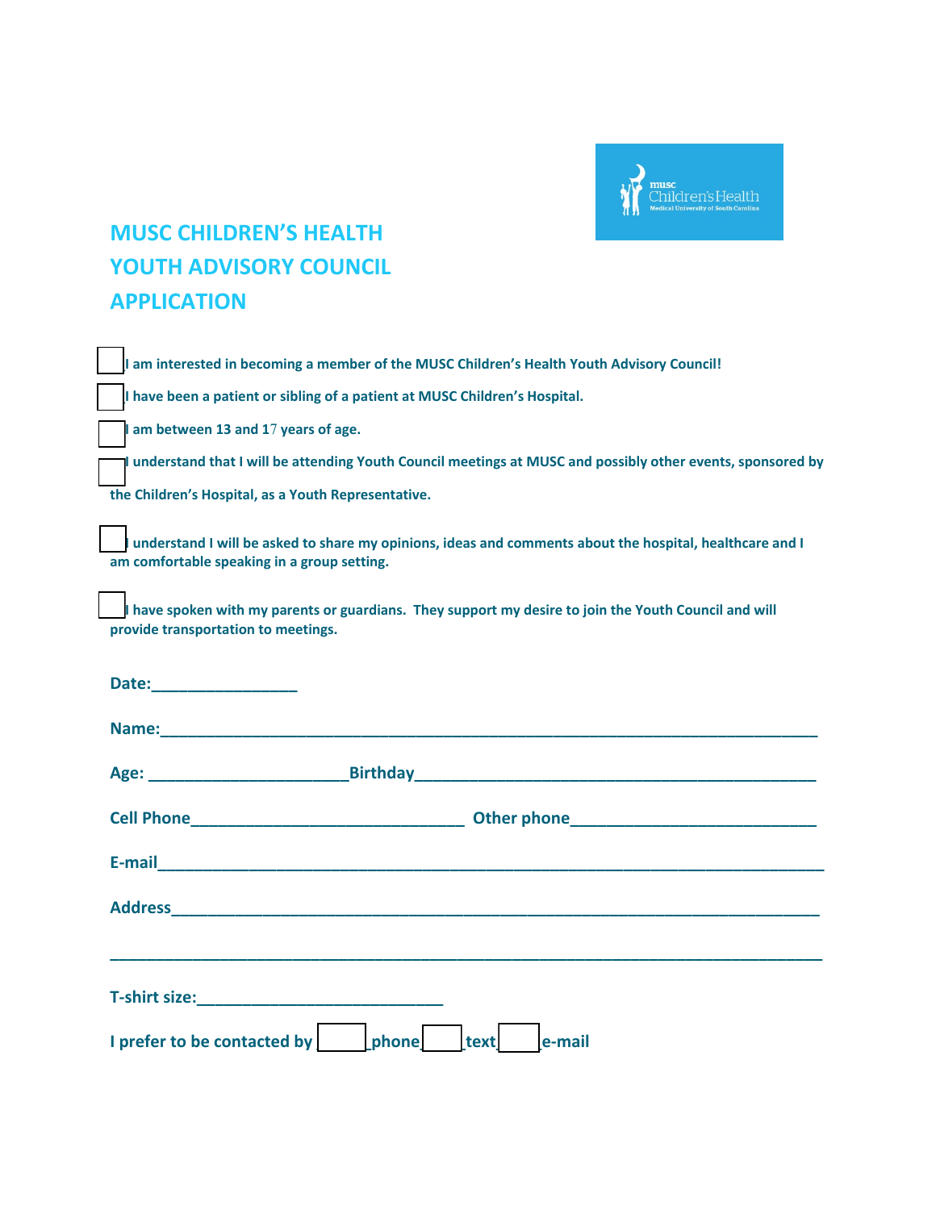# MUSC CHILDREN'S HEALTH YOUTH ADVISORY COUNCIL APPLICATION

- [ ] **I am interested in becoming a member of the MUSC Children's Health Youth Advisory Council!**
- [ ] **I have been a patient or sibling of a patient at MUSC Children's Hospital.**
- [ ] **I am between 13 and 17 years of age.**
- [ ] **I understand that I will be attending Youth Council meetings at MUSC and possibly other events, sponsored by the Children's Hospital, as a Youth Representative.**
- [ ] **I understand I will be asked to share my opinions, ideas and comments about the hospital, healthcare and I am comfortable speaking in a group setting.**
- [ ] **I have spoken with my parents or guardians. They support my desire to join the Youth Council and will provide transportation to meetings.**

**Date:**________________

**Name:**_____________________________________________________________________________

**Age:** ______________________**Birthday**____________________________________________

**Cell Phone**______________________________ **Other phone**___________________________

**E-mail**_____________________________________________________________________________

**Address**____________________________________________________________________________

______________________________________________________________________________________

**T-shirt size:**___________________________

**I prefer to be contacted by** [ ] **phone** [ ] **text** [ ] **e-mail**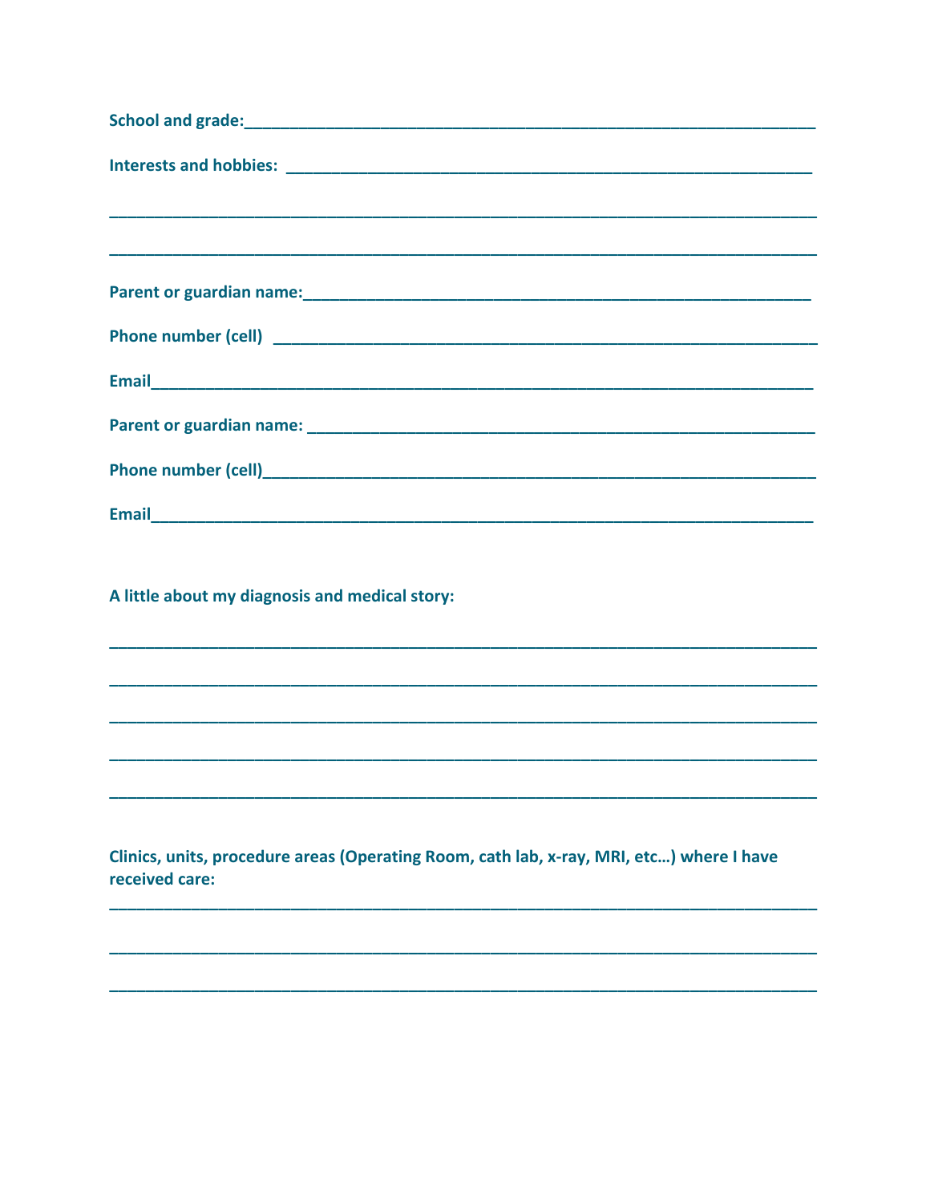**School and grade:**\_\_\_\_\_\_\_\_\_\_\_\_\_\_\_\_\_\_\_\_\_\_\_\_\_\_\_\_\_\_\_\_\_\_\_\_\_\_\_\_\_\_\_\_\_\_\_\_\_\_\_\_\_\_\_\_\_\_\_\_\_\_\_\_\_\_

**Interests and hobbies:** \_\_\_\_\_\_\_\_\_\_\_\_\_\_\_\_\_\_\_\_\_\_\_\_\_\_\_\_\_\_\_\_\_\_\_\_\_\_\_\_\_\_\_\_\_\_\_\_\_\_\_\_\_\_\_\_\_\_\_\_

\_\_\_\_\_\_\_\_\_\_\_\_\_\_\_\_\_\_\_\_\_\_\_\_\_\_\_\_\_\_\_\_\_\_\_\_\_\_\_\_\_\_\_\_\_\_\_\_\_\_\_\_\_\_\_\_\_\_\_\_\_\_\_\_\_\_\_\_\_\_\_\_\_\_\_\_\_\_\_\_\_\_

\_\_\_\_\_\_\_\_\_\_\_\_\_\_\_\_\_\_\_\_\_\_\_\_\_\_\_\_\_\_\_\_\_\_\_\_\_\_\_\_\_\_\_\_\_\_\_\_\_\_\_\_\_\_\_\_\_\_\_\_\_\_\_\_\_\_\_\_\_\_\_\_\_\_\_\_\_\_\_\_\_\_

**Parent or guardian name:**\_\_\_\_\_\_\_\_\_\_\_\_\_\_\_\_\_\_\_\_\_\_\_\_\_\_\_\_\_\_\_\_\_\_\_\_\_\_\_\_\_\_\_\_\_\_\_\_\_\_\_\_\_\_\_\_\_\_

**Phone number (cell)** \_\_\_\_\_\_\_\_\_\_\_\_\_\_\_\_\_\_\_\_\_\_\_\_\_\_\_\_\_\_\_\_\_\_\_\_\_\_\_\_\_\_\_\_\_\_\_\_\_\_\_\_\_\_\_\_\_\_\_\_\_\_

**Email**\_\_\_\_\_\_\_\_\_\_\_\_\_\_\_\_\_\_\_\_\_\_\_\_\_\_\_\_\_\_\_\_\_\_\_\_\_\_\_\_\_\_\_\_\_\_\_\_\_\_\_\_\_\_\_\_\_\_\_\_\_\_\_\_\_\_\_\_\_\_\_\_\_\_

**Parent or guardian name:** \_\_\_\_\_\_\_\_\_\_\_\_\_\_\_\_\_\_\_\_\_\_\_\_\_\_\_\_\_\_\_\_\_\_\_\_\_\_\_\_\_\_\_\_\_\_\_\_\_\_\_\_\_\_\_\_\_\_

**Phone number (cell)**\_\_\_\_\_\_\_\_\_\_\_\_\_\_\_\_\_\_\_\_\_\_\_\_\_\_\_\_\_\_\_\_\_\_\_\_\_\_\_\_\_\_\_\_\_\_\_\_\_\_\_\_\_\_\_\_\_\_\_\_\_\_\_

**Email**\_\_\_\_\_\_\_\_\_\_\_\_\_\_\_\_\_\_\_\_\_\_\_\_\_\_\_\_\_\_\_\_\_\_\_\_\_\_\_\_\_\_\_\_\_\_\_\_\_\_\_\_\_\_\_\_\_\_\_\_\_\_\_\_\_\_\_\_\_\_\_\_\_\_

**A little about my diagnosis and medical story:**

\_\_\_\_\_\_\_\_\_\_\_\_\_\_\_\_\_\_\_\_\_\_\_\_\_\_\_\_\_\_\_\_\_\_\_\_\_\_\_\_\_\_\_\_\_\_\_\_\_\_\_\_\_\_\_\_\_\_\_\_\_\_\_\_\_\_\_\_\_\_\_\_\_\_\_\_\_\_\_\_\_\_

\_\_\_\_\_\_\_\_\_\_\_\_\_\_\_\_\_\_\_\_\_\_\_\_\_\_\_\_\_\_\_\_\_\_\_\_\_\_\_\_\_\_\_\_\_\_\_\_\_\_\_\_\_\_\_\_\_\_\_\_\_\_\_\_\_\_\_\_\_\_\_\_\_\_\_\_\_\_\_\_\_\_

\_\_\_\_\_\_\_\_\_\_\_\_\_\_\_\_\_\_\_\_\_\_\_\_\_\_\_\_\_\_\_\_\_\_\_\_\_\_\_\_\_\_\_\_\_\_\_\_\_\_\_\_\_\_\_\_\_\_\_\_\_\_\_\_\_\_\_\_\_\_\_\_\_\_\_\_\_\_\_\_\_\_

\_\_\_\_\_\_\_\_\_\_\_\_\_\_\_\_\_\_\_\_\_\_\_\_\_\_\_\_\_\_\_\_\_\_\_\_\_\_\_\_\_\_\_\_\_\_\_\_\_\_\_\_\_\_\_\_\_\_\_\_\_\_\_\_\_\_\_\_\_\_\_\_\_\_\_\_\_\_\_\_\_\_

\_\_\_\_\_\_\_\_\_\_\_\_\_\_\_\_\_\_\_\_\_\_\_\_\_\_\_\_\_\_\_\_\_\_\_\_\_\_\_\_\_\_\_\_\_\_\_\_\_\_\_\_\_\_\_\_\_\_\_\_\_\_\_\_\_\_\_\_\_\_\_\_\_\_\_\_\_\_\_\_\_\_

**Clinics, units, procedure areas (Operating Room, cath lab, x-ray, MRI, etc…) where I have received care:**

\_\_\_\_\_\_\_\_\_\_\_\_\_\_\_\_\_\_\_\_\_\_\_\_\_\_\_\_\_\_\_\_\_\_\_\_\_\_\_\_\_\_\_\_\_\_\_\_\_\_\_\_\_\_\_\_\_\_\_\_\_\_\_\_\_\_\_\_\_\_\_\_\_\_\_\_\_\_\_\_\_\_

\_\_\_\_\_\_\_\_\_\_\_\_\_\_\_\_\_\_\_\_\_\_\_\_\_\_\_\_\_\_\_\_\_\_\_\_\_\_\_\_\_\_\_\_\_\_\_\_\_\_\_\_\_\_\_\_\_\_\_\_\_\_\_\_\_\_\_\_\_\_\_\_\_\_\_\_\_\_\_\_\_\_

\_\_\_\_\_\_\_\_\_\_\_\_\_\_\_\_\_\_\_\_\_\_\_\_\_\_\_\_\_\_\_\_\_\_\_\_\_\_\_\_\_\_\_\_\_\_\_\_\_\_\_\_\_\_\_\_\_\_\_\_\_\_\_\_\_\_\_\_\_\_\_\_\_\_\_\_\_\_\_\_\_\_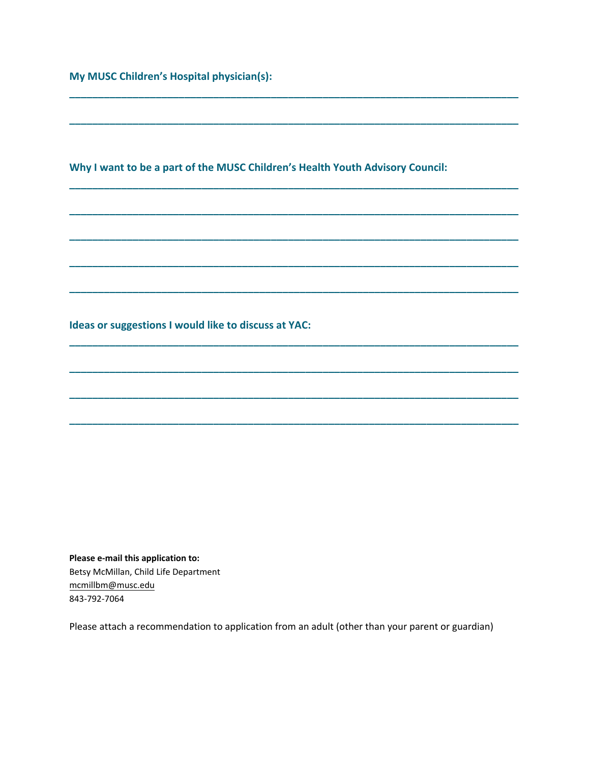**My MUSC Children's Hospital physician(s):**

\_\_\_\_\_\_\_\_\_\_\_\_\_\_\_\_\_\_\_\_\_\_\_\_\_\_\_\_\_\_\_\_\_\_\_\_\_\_\_\_\_\_\_\_\_\_\_\_\_\_\_\_\_\_\_\_\_\_\_\_\_\_\_\_\_\_\_\_\_\_\_\_\_\_\_\_

\_\_\_\_\_\_\_\_\_\_\_\_\_\_\_\_\_\_\_\_\_\_\_\_\_\_\_\_\_\_\_\_\_\_\_\_\_\_\_\_\_\_\_\_\_\_\_\_\_\_\_\_\_\_\_\_\_\_\_\_\_\_\_\_\_\_\_\_\_\_\_\_\_\_\_\_

**Why I want to be a part of the MUSC Children's Health Youth Advisory Council:**

\_\_\_\_\_\_\_\_\_\_\_\_\_\_\_\_\_\_\_\_\_\_\_\_\_\_\_\_\_\_\_\_\_\_\_\_\_\_\_\_\_\_\_\_\_\_\_\_\_\_\_\_\_\_\_\_\_\_\_\_\_\_\_\_\_\_\_\_\_\_\_\_\_\_\_\_

\_\_\_\_\_\_\_\_\_\_\_\_\_\_\_\_\_\_\_\_\_\_\_\_\_\_\_\_\_\_\_\_\_\_\_\_\_\_\_\_\_\_\_\_\_\_\_\_\_\_\_\_\_\_\_\_\_\_\_\_\_\_\_\_\_\_\_\_\_\_\_\_\_\_\_\_

\_\_\_\_\_\_\_\_\_\_\_\_\_\_\_\_\_\_\_\_\_\_\_\_\_\_\_\_\_\_\_\_\_\_\_\_\_\_\_\_\_\_\_\_\_\_\_\_\_\_\_\_\_\_\_\_\_\_\_\_\_\_\_\_\_\_\_\_\_\_\_\_\_\_\_\_

\_\_\_\_\_\_\_\_\_\_\_\_\_\_\_\_\_\_\_\_\_\_\_\_\_\_\_\_\_\_\_\_\_\_\_\_\_\_\_\_\_\_\_\_\_\_\_\_\_\_\_\_\_\_\_\_\_\_\_\_\_\_\_\_\_\_\_\_\_\_\_\_\_\_\_\_

\_\_\_\_\_\_\_\_\_\_\_\_\_\_\_\_\_\_\_\_\_\_\_\_\_\_\_\_\_\_\_\_\_\_\_\_\_\_\_\_\_\_\_\_\_\_\_\_\_\_\_\_\_\_\_\_\_\_\_\_\_\_\_\_\_\_\_\_\_\_\_\_\_\_\_\_

**Ideas or suggestions I would like to discuss at YAC:**

\_\_\_\_\_\_\_\_\_\_\_\_\_\_\_\_\_\_\_\_\_\_\_\_\_\_\_\_\_\_\_\_\_\_\_\_\_\_\_\_\_\_\_\_\_\_\_\_\_\_\_\_\_\_\_\_\_\_\_\_\_\_\_\_\_\_\_\_\_\_\_\_\_\_\_\_

\_\_\_\_\_\_\_\_\_\_\_\_\_\_\_\_\_\_\_\_\_\_\_\_\_\_\_\_\_\_\_\_\_\_\_\_\_\_\_\_\_\_\_\_\_\_\_\_\_\_\_\_\_\_\_\_\_\_\_\_\_\_\_\_\_\_\_\_\_\_\_\_\_\_\_\_

\_\_\_\_\_\_\_\_\_\_\_\_\_\_\_\_\_\_\_\_\_\_\_\_\_\_\_\_\_\_\_\_\_\_\_\_\_\_\_\_\_\_\_\_\_\_\_\_\_\_\_\_\_\_\_\_\_\_\_\_\_\_\_\_\_\_\_\_\_\_\_\_\_\_\_\_

\_\_\_\_\_\_\_\_\_\_\_\_\_\_\_\_\_\_\_\_\_\_\_\_\_\_\_\_\_\_\_\_\_\_\_\_\_\_\_\_\_\_\_\_\_\_\_\_\_\_\_\_\_\_\_\_\_\_\_\_\_\_\_\_\_\_\_\_\_\_\_\_\_\_\_\_

**Please e-mail this application to:**
Betsy McMillan, Child Life Department
mcmillbm@musc.edu
843-792-7064

Please attach a recommendation to application from an adult (other than your parent or guardian)